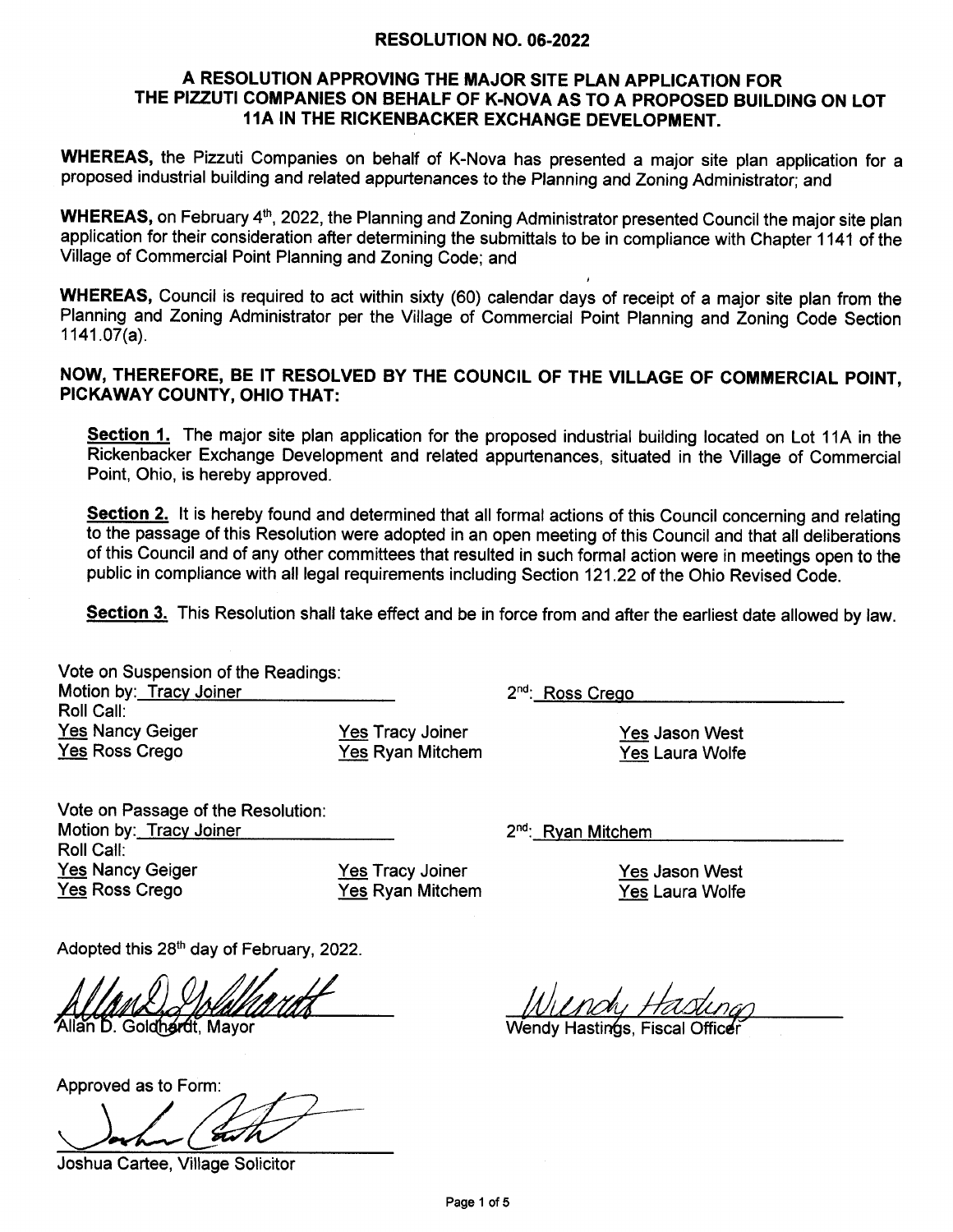# RESOLUTION NO. 06-2022

## A RESOLUTION APPROVING THE MAJOR SITE PLAN APPLICATION FOR THE PIZZUTI COMPANIES ON BEHALF OF K-NOVA AS TO A PROPOSED BUILDING ON LOT 11A IN THE RICKENBACKER EXCHANGE DEVELOPMENT.

**WHEREAS,** the Pizzuti Companies on behalf of K-Nova has presented a major site plan application for a proposed industrial building and related appurtenances to the Planning and Zoning Administrator; and

**WHEREAS,** on February 4th, 2022, the Planning and Zoning Administrator presented Council the major site plan application for their consideration after determining the submittals to be in compliance with Chapter 1141 of the Village of Commercial Point Planning and Zoning Code; and

**WHEREAS,** Council is required to act within sixty (60) calendar days of receipt of a major site plan from the Planning and Zoning Administrator per the Village of Commercial Point Planning and Zoning Code Section 1141.07(a).

**NOW, THEREFORE, BE IT RESOLVED BY THE COUNCIL OF THE VILLAGE OF COMMERCIAL POINT, PICKAWAY COUNTY, OHIO THAT:**

**Section 1.** The major site plan application for the proposed industrial building located on Lot 11A in the Rickenbacker Exchange Development and related appurtenances, situated in the Village of Commercial Point, Ohio, is hereby approved.

**Section 2.** It is hereby found and determined that all formal actions of this Council concerning and relating to the passage of this Resolution were adopted in an open meeting of this Council and that all deliberations of this Council and of any other committees that resulted in such formal action were in meetings open to the public in compliance with all legal requirements including Section 121.22 of the Ohio Revised Code.

**Section 3.** This Resolution shall take effect and be in force from and after the earliest date allowed by law.

Vote on Suspension of the Readings:
Motion by: Tracy Joiner 2nd: Ross Crego
Roll Call:
Yes Nancy Geiger Yes Tracy Joiner Yes Jason West
Yes Ross Crego Yes Ryan Mitchem Yes Laura Wolfe

Vote on Passage of the Resolution:
Motion by: Tracy Joiner 2nd: Ryan Mitchem
Roll Call:
Yes Nancy Geiger Yes Tracy Joiner Yes Jason West
Yes Ross Crego Yes Ryan Mitchem Yes Laura Wolfe

Adopted this 28th day of February, 2022.

Allan D. Goldhardt, Mayor

Wendy Hastings, Fiscal Officer

Approved as to Form:

Joshua Cartee, Village Solicitor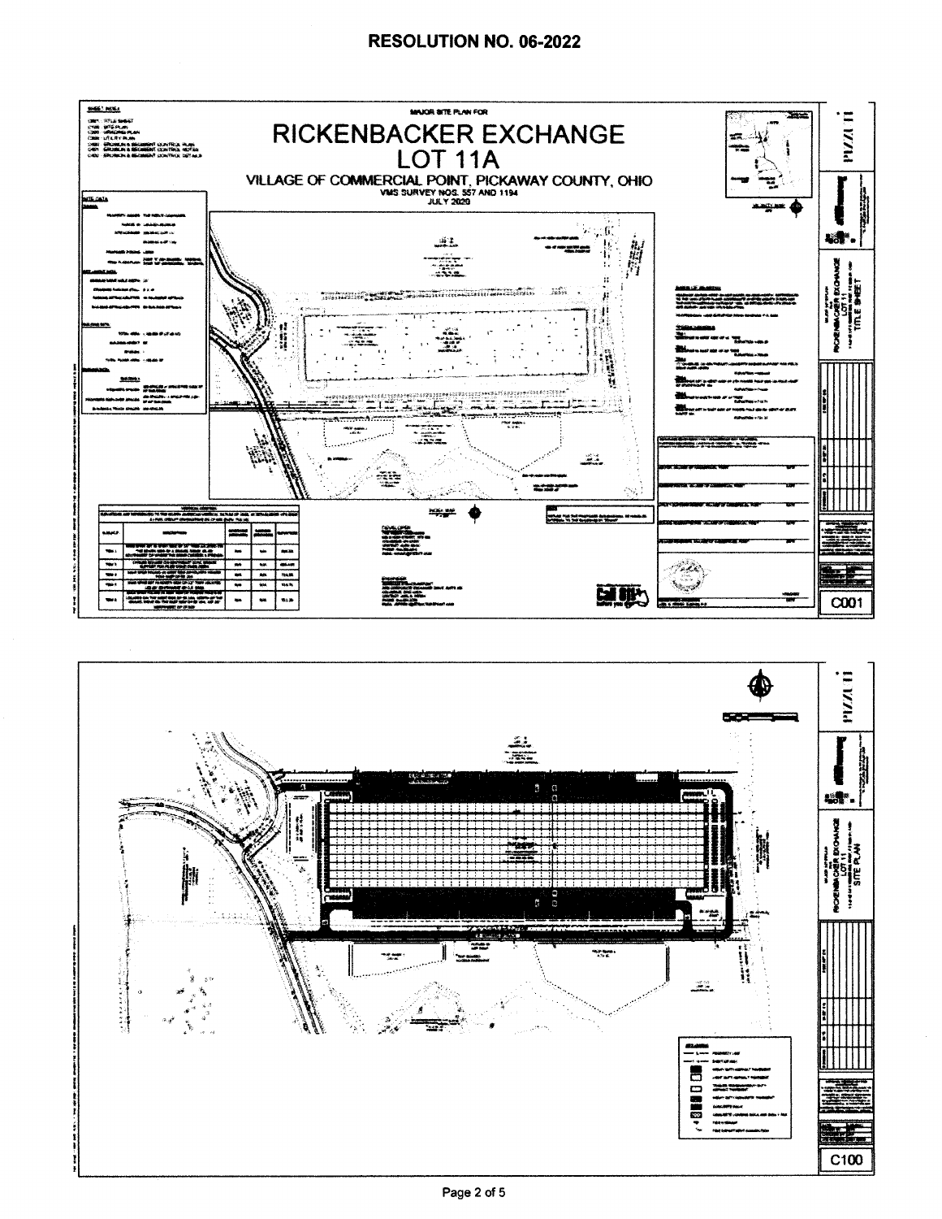# RESOLUTION NO. 06-2022

MAJOR SITE PLAN FOR

# RICKENBACKER EXCHANGE LOT 11A

## VILLAGE OF COMMERCIAL POINT, PICKAWAY COUNTY, OHIO

VMS SURVEY NOS. 557 AND 1194

JULY 2020

C001

C100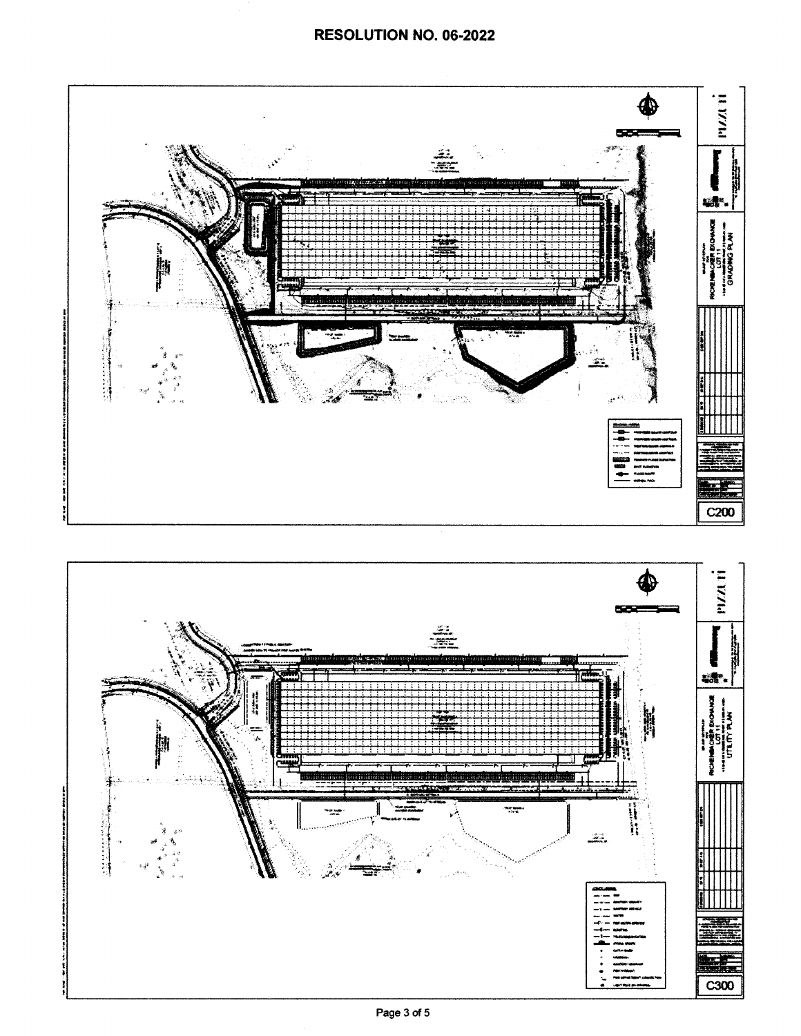# RESOLUTION NO. 06-2022

RICKENBACKER EXCHANGE
LOT 11
GRADING PLAN

C200

RICKENBACKER EXCHANGE
LOT 11
UTILITY PLAN

C300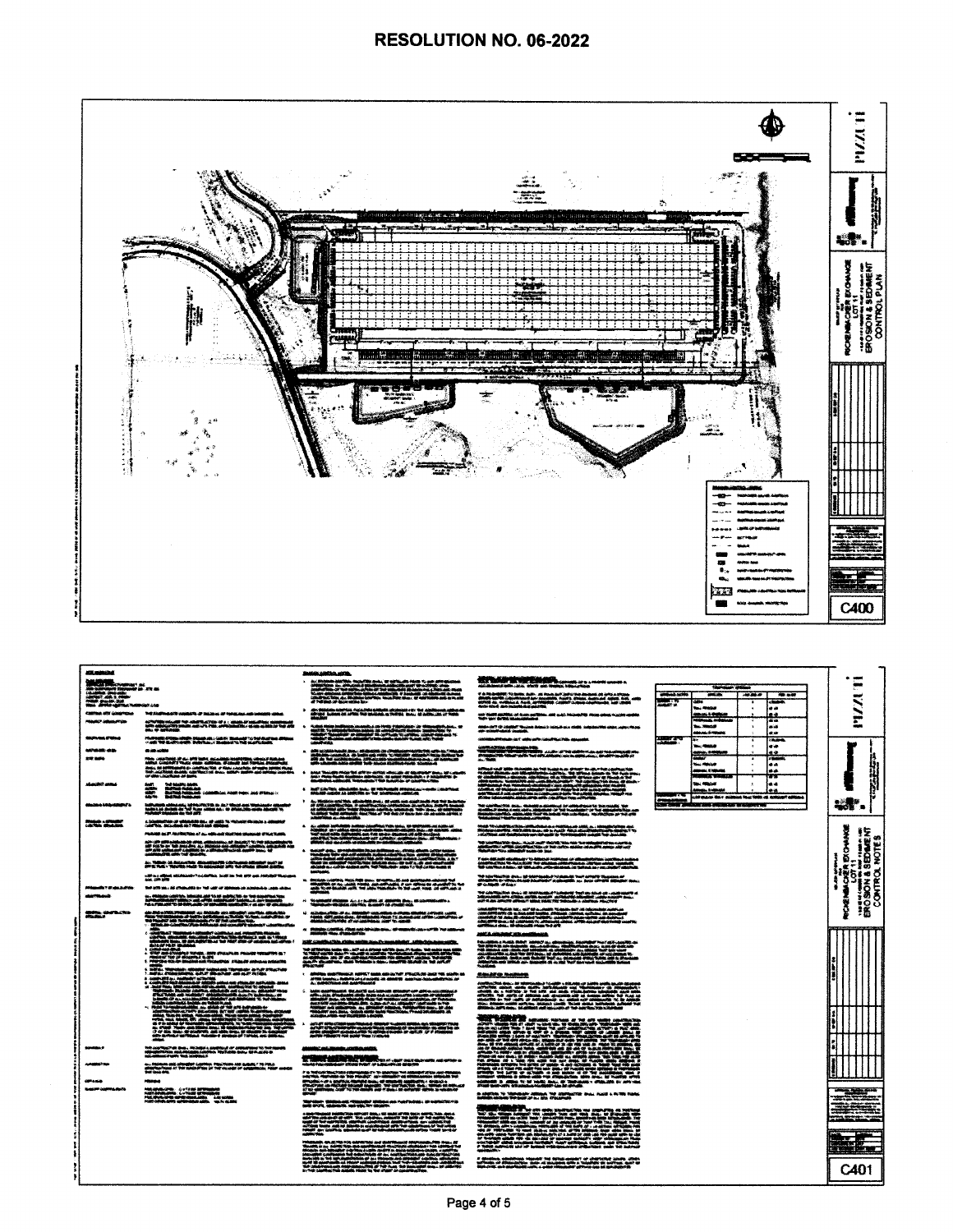# RESOLUTION NO. 06-2022

RICKENBACKER EXCHANGE LOT 11

EROSION & SEDIMENT CONTROL PLAN

C400

RICKENBACKER EXCHANGE LOT 11

EROSION & SEDIMENT CONTROL NOTES

C401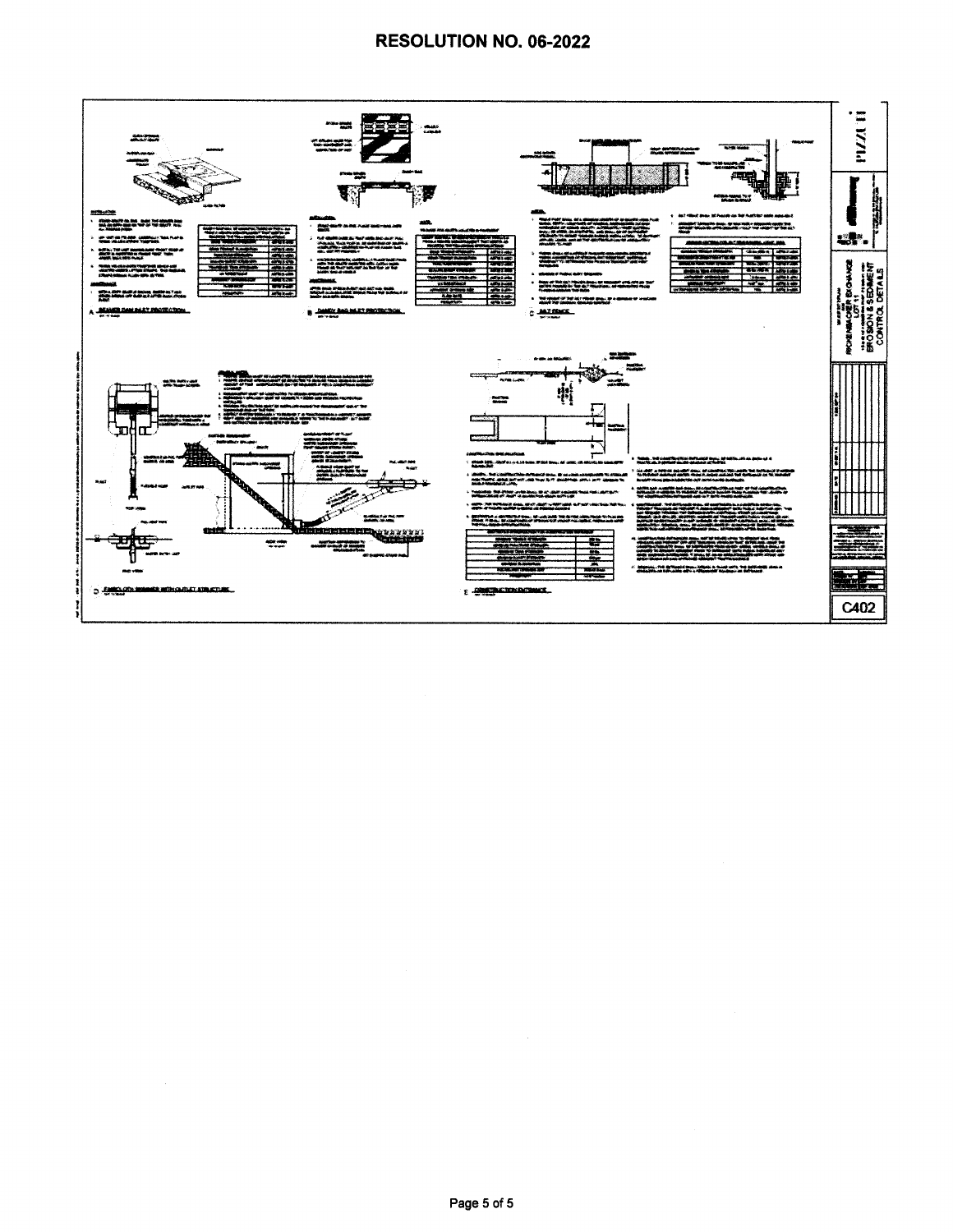A BEAVER DAM INLET PROTECTION

B DANDY BAG INLET PROTECTION

C SILT FENCE

D FAIRCLOTH SKIMMER WITH OUTLET STRUCTURE

E CONSTRUCTION ENTRANCE

RICKENBACKER EXCHANGE LOT 11

EROSION & SEDIMENT CONTROL DETAILS

C402